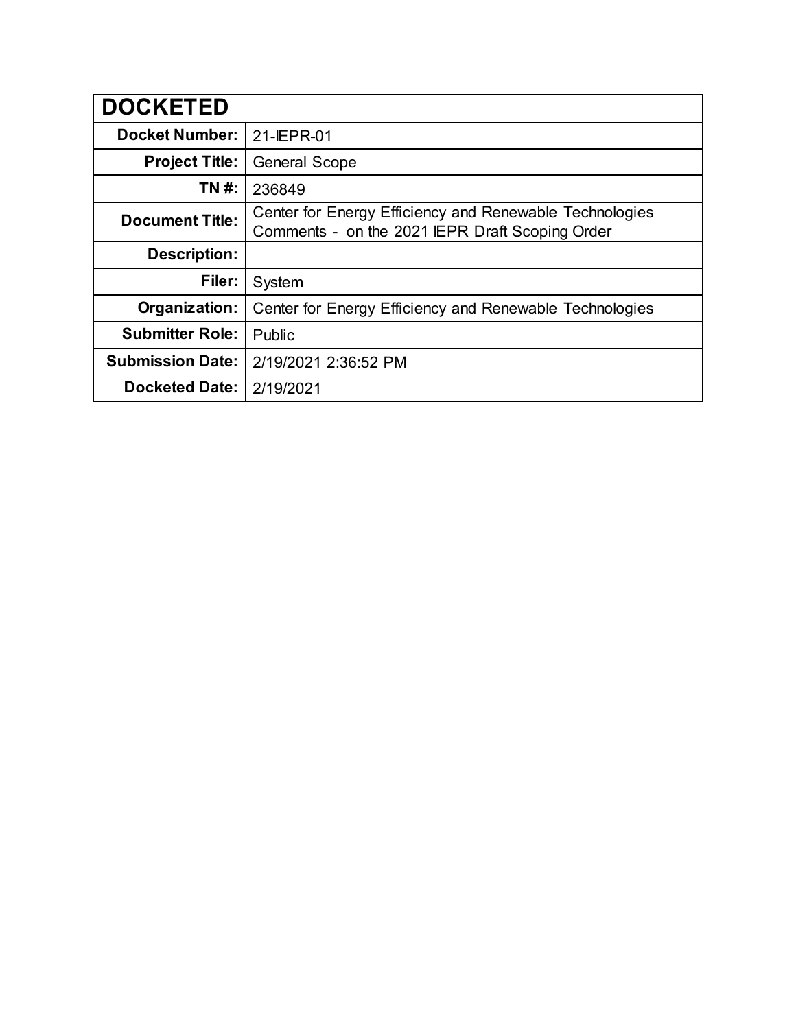| DOCKETED | |
|---|---|
| **Docket Number:** | 21-IEPR-01 |
| **Project Title:** | General Scope |
| **TN #:** | 236849 |
| **Document Title:** | Center for Energy Efficiency and Renewable Technologies Comments - on the 2021 IEPR Draft Scoping Order |
| **Description:** | |
| **Filer:** | System |
| **Organization:** | Center for Energy Efficiency and Renewable Technologies |
| **Submitter Role:** | Public |
| **Submission Date:** | 2/19/2021 2:36:52 PM |
| **Docketed Date:** | 2/19/2021 |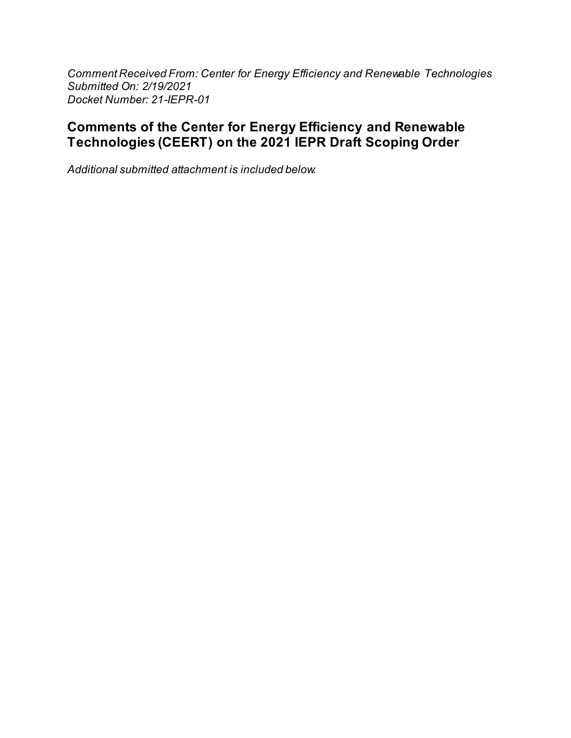*Comment Received From: Center for Energy Efficiency and Renewable Technologies*
*Submitted On: 2/19/2021*
*Docket Number: 21-IEPR-01*

## Comments of the Center for Energy Efficiency and Renewable Technologies (CEERT) on the 2021 IEPR Draft Scoping Order

*Additional submitted attachment is included below.*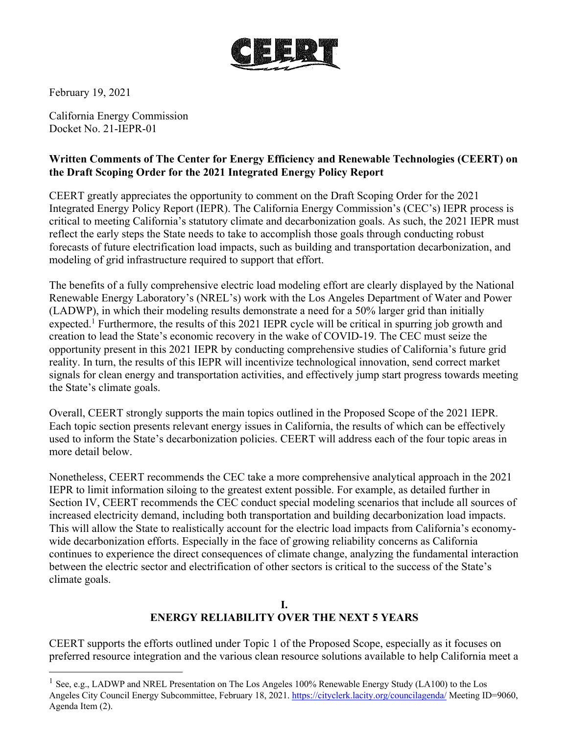February 19, 2021

California Energy Commission
Docket No. 21-IEPR-01

**Written Comments of The Center for Energy Efficiency and Renewable Technologies (CEERT) on the Draft Scoping Order for the 2021 Integrated Energy Policy Report**

CEERT greatly appreciates the opportunity to comment on the Draft Scoping Order for the 2021 Integrated Energy Policy Report (IEPR). The California Energy Commission's (CEC's) IEPR process is critical to meeting California's statutory climate and decarbonization goals. As such, the 2021 IEPR must reflect the early steps the State needs to take to accomplish those goals through conducting robust forecasts of future electrification load impacts, such as building and transportation decarbonization, and modeling of grid infrastructure required to support that effort.

The benefits of a fully comprehensive electric load modeling effort are clearly displayed by the National Renewable Energy Laboratory's (NREL's) work with the Los Angeles Department of Water and Power (LADWP), in which their modeling results demonstrate a need for a 50% larger grid than initially expected.[1] Furthermore, the results of this 2021 IEPR cycle will be critical in spurring job growth and creation to lead the State's economic recovery in the wake of COVID-19. The CEC must seize the opportunity present in this 2021 IEPR by conducting comprehensive studies of California's future grid reality. In turn, the results of this IEPR will incentivize technological innovation, send correct market signals for clean energy and transportation activities, and effectively jump start progress towards meeting the State's climate goals.

Overall, CEERT strongly supports the main topics outlined in the Proposed Scope of the 2021 IEPR. Each topic section presents relevant energy issues in California, the results of which can be effectively used to inform the State's decarbonization policies. CEERT will address each of the four topic areas in more detail below.

Nonetheless, CEERT recommends the CEC take a more comprehensive analytical approach in the 2021 IEPR to limit information siloing to the greatest extent possible. For example, as detailed further in Section IV, CEERT recommends the CEC conduct special modeling scenarios that include all sources of increased electricity demand, including both transportation and building decarbonization load impacts. This will allow the State to realistically account for the electric load impacts from California's economy-wide decarbonization efforts. Especially in the face of growing reliability concerns as California continues to experience the direct consequences of climate change, analyzing the fundamental interaction between the electric sector and electrification of other sectors is critical to the success of the State's climate goals.

## I.
## ENERGY RELIABILITY OVER THE NEXT 5 YEARS

CEERT supports the efforts outlined under Topic 1 of the Proposed Scope, especially as it focuses on preferred resource integration and the various clean resource solutions available to help California meet a

[1] See, e.g., LADWP and NREL Presentation on The Los Angeles 100% Renewable Energy Study (LA100) to the Los Angeles City Council Energy Subcommittee, February 18, 2021. https://cityclerk.lacity.org/councilagenda/ Meeting ID=9060, Agenda Item (2).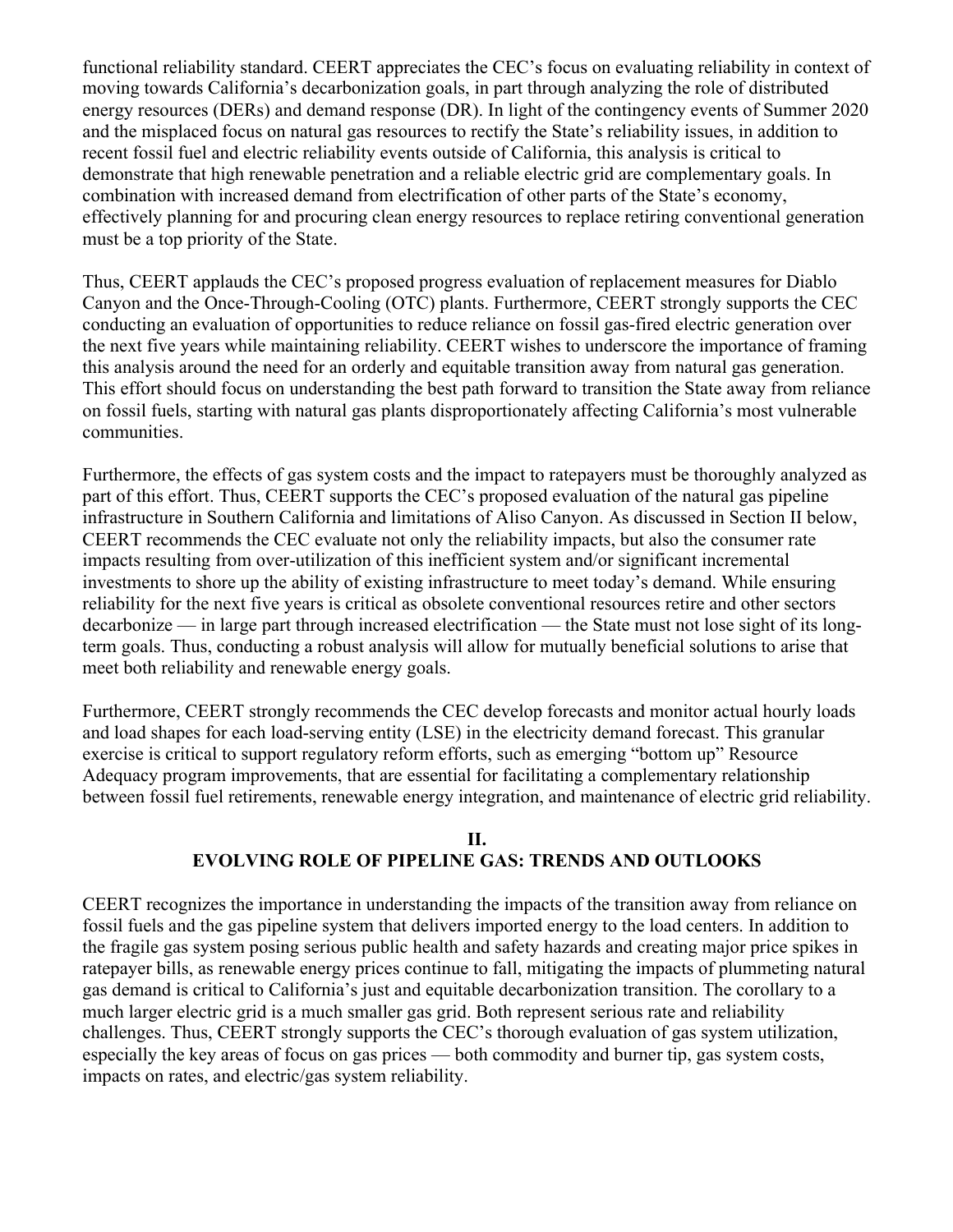functional reliability standard. CEERT appreciates the CEC's focus on evaluating reliability in context of moving towards California's decarbonization goals, in part through analyzing the role of distributed energy resources (DERs) and demand response (DR). In light of the contingency events of Summer 2020 and the misplaced focus on natural gas resources to rectify the State's reliability issues, in addition to recent fossil fuel and electric reliability events outside of California, this analysis is critical to demonstrate that high renewable penetration and a reliable electric grid are complementary goals. In combination with increased demand from electrification of other parts of the State's economy, effectively planning for and procuring clean energy resources to replace retiring conventional generation must be a top priority of the State.

Thus, CEERT applauds the CEC's proposed progress evaluation of replacement measures for Diablo Canyon and the Once-Through-Cooling (OTC) plants. Furthermore, CEERT strongly supports the CEC conducting an evaluation of opportunities to reduce reliance on fossil gas-fired electric generation over the next five years while maintaining reliability. CEERT wishes to underscore the importance of framing this analysis around the need for an orderly and equitable transition away from natural gas generation. This effort should focus on understanding the best path forward to transition the State away from reliance on fossil fuels, starting with natural gas plants disproportionately affecting California's most vulnerable communities.

Furthermore, the effects of gas system costs and the impact to ratepayers must be thoroughly analyzed as part of this effort. Thus, CEERT supports the CEC's proposed evaluation of the natural gas pipeline infrastructure in Southern California and limitations of Aliso Canyon. As discussed in Section II below, CEERT recommends the CEC evaluate not only the reliability impacts, but also the consumer rate impacts resulting from over-utilization of this inefficient system and/or significant incremental investments to shore up the ability of existing infrastructure to meet today's demand. While ensuring reliability for the next five years is critical as obsolete conventional resources retire and other sectors decarbonize — in large part through increased electrification — the State must not lose sight of its long-term goals. Thus, conducting a robust analysis will allow for mutually beneficial solutions to arise that meet both reliability and renewable energy goals.

Furthermore, CEERT strongly recommends the CEC develop forecasts and monitor actual hourly loads and load shapes for each load-serving entity (LSE) in the electricity demand forecast. This granular exercise is critical to support regulatory reform efforts, such as emerging "bottom up" Resource Adequacy program improvements, that are essential for facilitating a complementary relationship between fossil fuel retirements, renewable energy integration, and maintenance of electric grid reliability.

## II.
## EVOLVING ROLE OF PIPELINE GAS: TRENDS AND OUTLOOKS

CEERT recognizes the importance in understanding the impacts of the transition away from reliance on fossil fuels and the gas pipeline system that delivers imported energy to the load centers. In addition to the fragile gas system posing serious public health and safety hazards and creating major price spikes in ratepayer bills, as renewable energy prices continue to fall, mitigating the impacts of plummeting natural gas demand is critical to California's just and equitable decarbonization transition. The corollary to a much larger electric grid is a much smaller gas grid. Both represent serious rate and reliability challenges. Thus, CEERT strongly supports the CEC's thorough evaluation of gas system utilization, especially the key areas of focus on gas prices — both commodity and burner tip, gas system costs, impacts on rates, and electric/gas system reliability.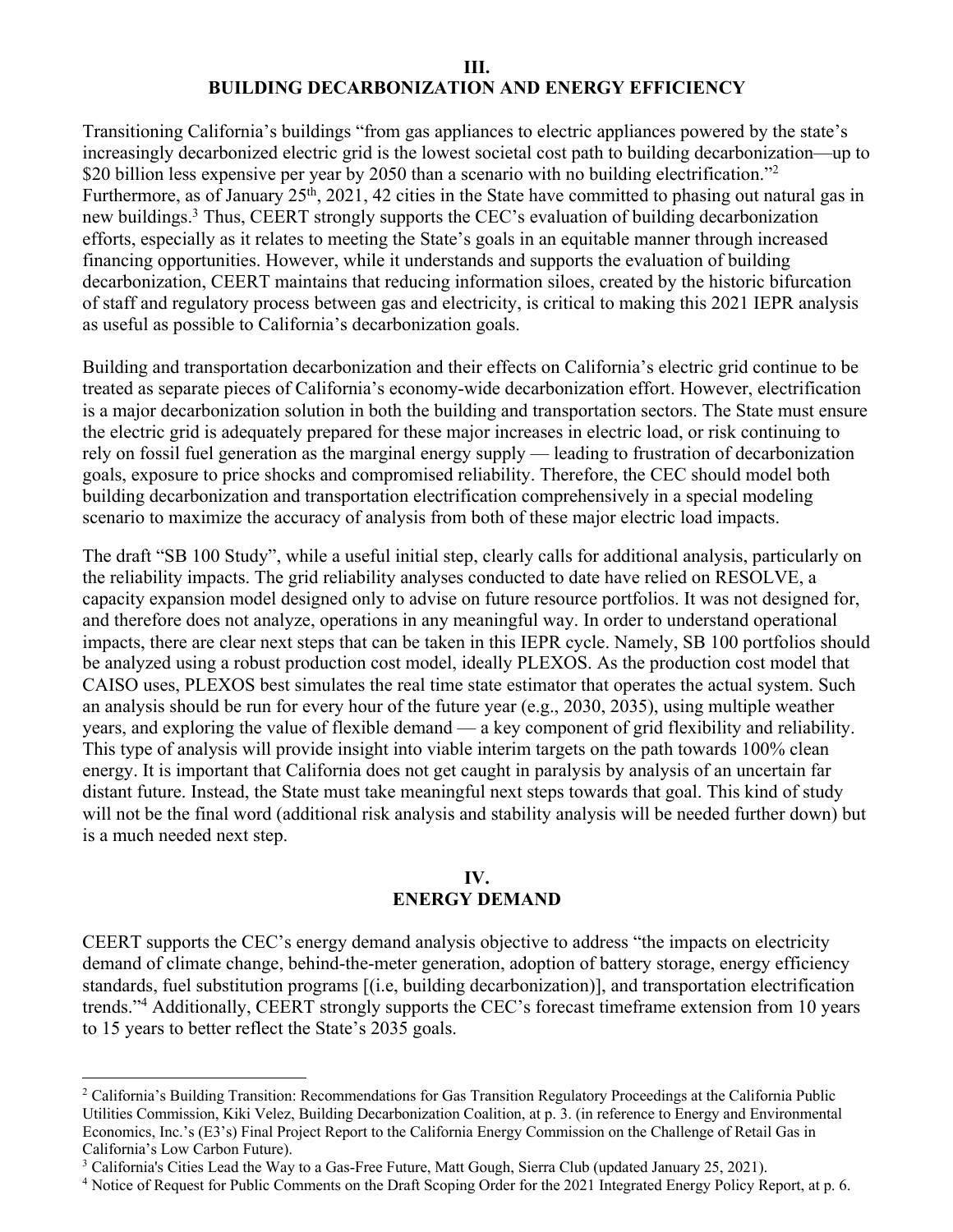## III.
## BUILDING DECARBONIZATION AND ENERGY EFFICIENCY

Transitioning California's buildings "from gas appliances to electric appliances powered by the state's increasingly decarbonized electric grid is the lowest societal cost path to building decarbonization—up to $20 billion less expensive per year by 2050 than a scenario with no building electrification."[2] Furthermore, as of January 25th, 2021, 42 cities in the State have committed to phasing out natural gas in new buildings.[3] Thus, CEERT strongly supports the CEC's evaluation of building decarbonization efforts, especially as it relates to meeting the State's goals in an equitable manner through increased financing opportunities. However, while it understands and supports the evaluation of building decarbonization, CEERT maintains that reducing information siloes, created by the historic bifurcation of staff and regulatory process between gas and electricity, is critical to making this 2021 IEPR analysis as useful as possible to California's decarbonization goals.

Building and transportation decarbonization and their effects on California's electric grid continue to be treated as separate pieces of California's economy-wide decarbonization effort. However, electrification is a major decarbonization solution in both the building and transportation sectors. The State must ensure the electric grid is adequately prepared for these major increases in electric load, or risk continuing to rely on fossil fuel generation as the marginal energy supply — leading to frustration of decarbonization goals, exposure to price shocks and compromised reliability. Therefore, the CEC should model both building decarbonization and transportation electrification comprehensively in a special modeling scenario to maximize the accuracy of analysis from both of these major electric load impacts.

The draft "SB 100 Study", while a useful initial step, clearly calls for additional analysis, particularly on the reliability impacts. The grid reliability analyses conducted to date have relied on RESOLVE, a capacity expansion model designed only to advise on future resource portfolios. It was not designed for, and therefore does not analyze, operations in any meaningful way. In order to understand operational impacts, there are clear next steps that can be taken in this IEPR cycle. Namely, SB 100 portfolios should be analyzed using a robust production cost model, ideally PLEXOS. As the production cost model that CAISO uses, PLEXOS best simulates the real time state estimator that operates the actual system. Such an analysis should be run for every hour of the future year (e.g., 2030, 2035), using multiple weather years, and exploring the value of flexible demand — a key component of grid flexibility and reliability. This type of analysis will provide insight into viable interim targets on the path towards 100% clean energy. It is important that California does not get caught in paralysis by analysis of an uncertain far distant future. Instead, the State must take meaningful next steps towards that goal. This kind of study will not be the final word (additional risk analysis and stability analysis will be needed further down) but is a much needed next step.

## IV.
## ENERGY DEMAND

CEERT supports the CEC's energy demand analysis objective to address "the impacts on electricity demand of climate change, behind-the-meter generation, adoption of battery storage, energy efficiency standards, fuel substitution programs [(i.e, building decarbonization)], and transportation electrification trends."[4] Additionally, CEERT strongly supports the CEC's forecast timeframe extension from 10 years to 15 years to better reflect the State's 2035 goals.

---

[2] California's Building Transition: Recommendations for Gas Transition Regulatory Proceedings at the California Public Utilities Commission, Kiki Velez, Building Decarbonization Coalition, at p. 3. (in reference to Energy and Environmental Economics, Inc.'s (E3's) Final Project Report to the California Energy Commission on the Challenge of Retail Gas in California's Low Carbon Future).

[3] California's Cities Lead the Way to a Gas-Free Future, Matt Gough, Sierra Club (updated January 25, 2021).

[4] Notice of Request for Public Comments on the Draft Scoping Order for the 2021 Integrated Energy Policy Report, at p. 6.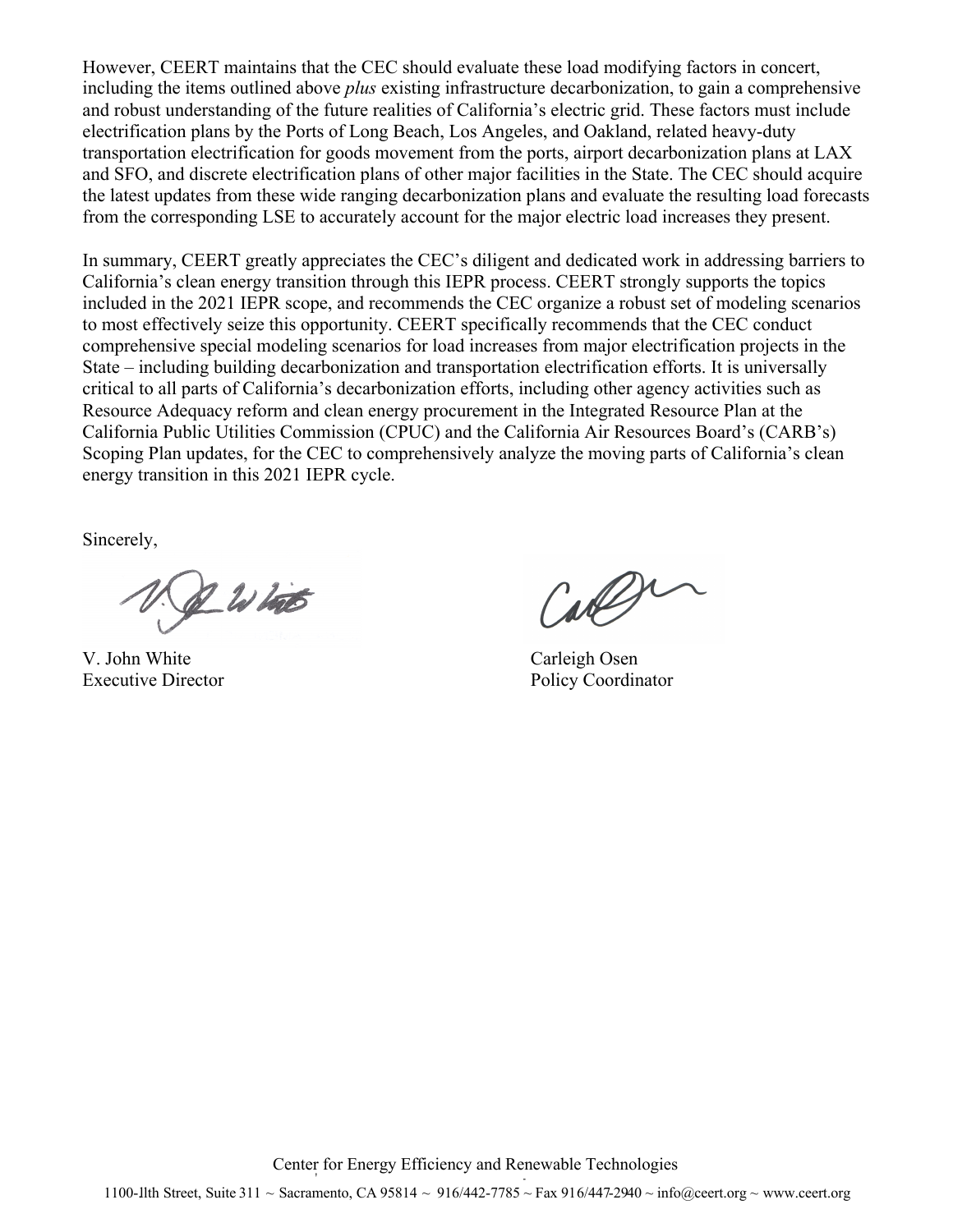However, CEERT maintains that the CEC should evaluate these load modifying factors in concert, including the items outlined above *plus* existing infrastructure decarbonization, to gain a comprehensive and robust understanding of the future realities of California's electric grid. These factors must include electrification plans by the Ports of Long Beach, Los Angeles, and Oakland, related heavy-duty transportation electrification for goods movement from the ports, airport decarbonization plans at LAX and SFO, and discrete electrification plans of other major facilities in the State. The CEC should acquire the latest updates from these wide ranging decarbonization plans and evaluate the resulting load forecasts from the corresponding LSE to accurately account for the major electric load increases they present.

In summary, CEERT greatly appreciates the CEC's diligent and dedicated work in addressing barriers to California's clean energy transition through this IEPR process. CEERT strongly supports the topics included in the 2021 IEPR scope, and recommends the CEC organize a robust set of modeling scenarios to most effectively seize this opportunity. CEERT specifically recommends that the CEC conduct comprehensive special modeling scenarios for load increases from major electrification projects in the State – including building decarbonization and transportation electrification efforts. It is universally critical to all parts of California's decarbonization efforts, including other agency activities such as Resource Adequacy reform and clean energy procurement in the Integrated Resource Plan at the California Public Utilities Commission (CPUC) and the California Air Resources Board's (CARB's) Scoping Plan updates, for the CEC to comprehensively analyze the moving parts of California's clean energy transition in this 2021 IEPR cycle.

Sincerely,

V. John White
Executive Director

Carleigh Osen
Policy Coordinator

Center for Energy Efficiency and Renewable Technologies

1100-11th Street, Suite 311 ~ Sacramento, CA 95814 ~ 916/442-7785 ~ Fax 916/447-2940 ~ info@ceert.org ~ www.ceert.org